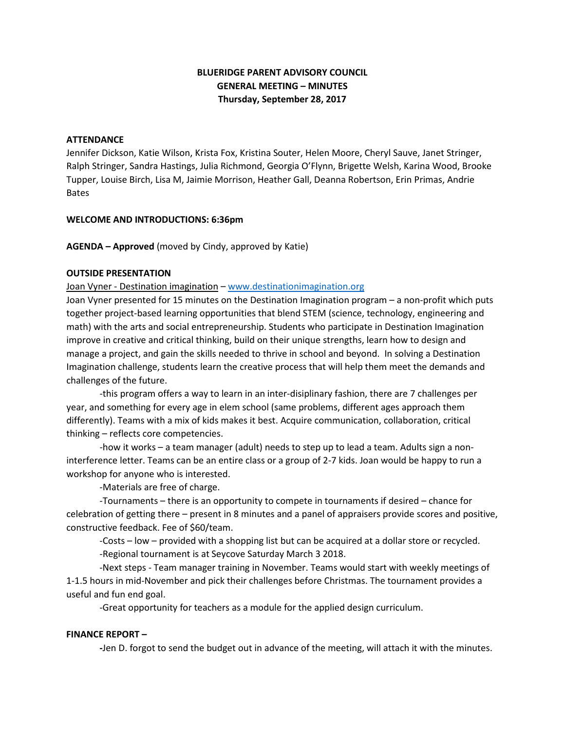**BLUERIDGE PARENT ADVISORY COUNCIL**
**GENERAL MEETING – MINUTES**
**Thursday, September 28, 2017**

**ATTENDANCE**

Jennifer Dickson, Katie Wilson, Krista Fox, Kristina Souter, Helen Moore, Cheryl Sauve, Janet Stringer, Ralph Stringer, Sandra Hastings, Julia Richmond, Georgia O'Flynn, Brigette Welsh, Karina Wood, Brooke Tupper, Louise Birch, Lisa M, Jaimie Morrison, Heather Gall, Deanna Robertson, Erin Primas, Andrie Bates

**WELCOME AND INTRODUCTIONS: 6:36pm**

**AGENDA – Approved** (moved by Cindy, approved by Katie)

**OUTSIDE PRESENTATION**

Joan Vyner - Destination imagination – [www.destinationimagination.org](http://www.destinationimagination.org)

Joan Vyner presented for 15 minutes on the Destination Imagination program – a non-profit which puts together project-based learning opportunities that blend STEM (science, technology, engineering and math) with the arts and social entrepreneurship. Students who participate in Destination Imagination improve in creative and critical thinking, build on their unique strengths, learn how to design and manage a project, and gain the skills needed to thrive in school and beyond. In solving a Destination Imagination challenge, students learn the creative process that will help them meet the demands and challenges of the future.

-this program offers a way to learn in an inter-disiplinary fashion, there are 7 challenges per year, and something for every age in elem school (same problems, different ages approach them differently). Teams with a mix of kids makes it best. Acquire communication, collaboration, critical thinking – reflects core competencies.

-how it works – a team manager (adult) needs to step up to lead a team. Adults sign a non-interference letter. Teams can be an entire class or a group of 2-7 kids. Joan would be happy to run a workshop for anyone who is interested.

-Materials are free of charge.

-Tournaments – there is an opportunity to compete in tournaments if desired – chance for celebration of getting there – present in 8 minutes and a panel of appraisers provide scores and positive, constructive feedback. Fee of $60/team.

-Costs – low – provided with a shopping list but can be acquired at a dollar store or recycled.

-Regional tournament is at Seycove Saturday March 3 2018.

-Next steps - Team manager training in November. Teams would start with weekly meetings of 1-1.5 hours in mid-November and pick their challenges before Christmas. The tournament provides a useful and fun end goal.

-Great opportunity for teachers as a module for the applied design curriculum.

**FINANCE REPORT –**

-Jen D. forgot to send the budget out in advance of the meeting, will attach it with the minutes.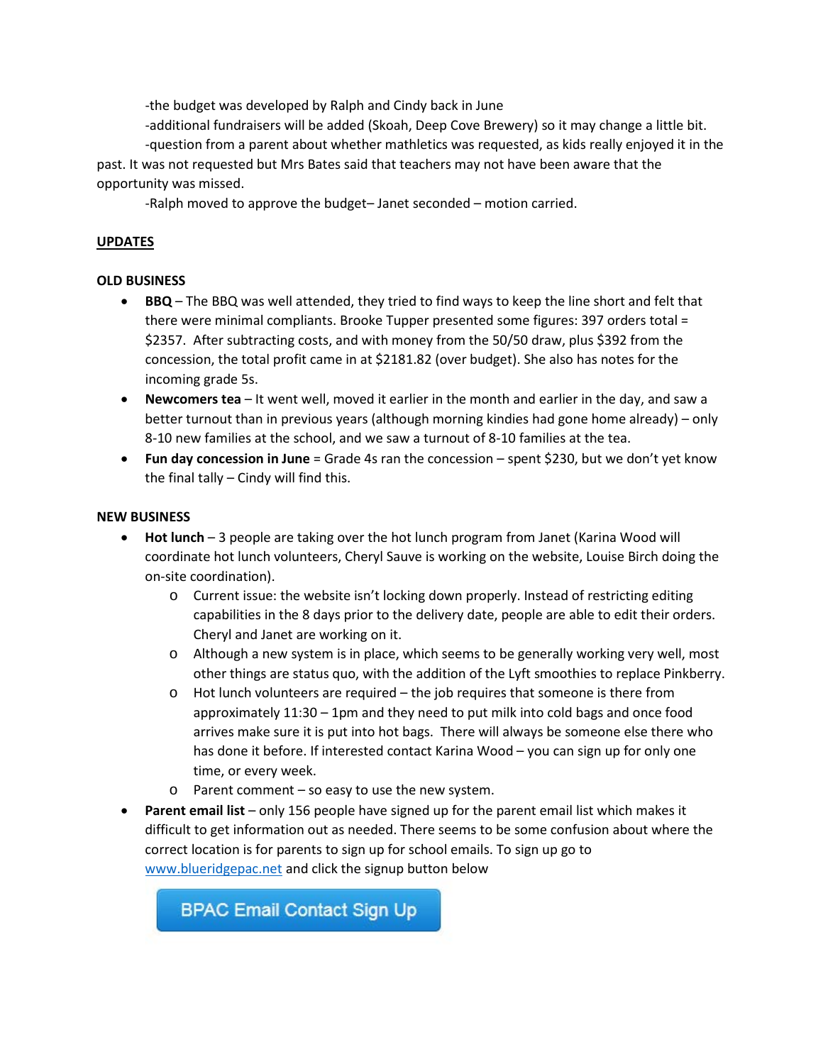-the budget was developed by Ralph and Cindy back in June

-additional fundraisers will be added (Skoah, Deep Cove Brewery) so it may change a little bit.

-question from a parent about whether mathletics was requested, as kids really enjoyed it in the past. It was not requested but Mrs Bates said that teachers may not have been aware that the opportunity was missed.

-Ralph moved to approve the budget– Janet seconded – motion carried.

**UPDATES**

**OLD BUSINESS**

- **BBQ** – The BBQ was well attended, they tried to find ways to keep the line short and felt that there were minimal compliants. Brooke Tupper presented some figures: 397 orders total = $2357. After subtracting costs, and with money from the 50/50 draw, plus $392 from the concession, the total profit came in at $2181.82 (over budget). She also has notes for the incoming grade 5s.
- **Newcomers tea** – It went well, moved it earlier in the month and earlier in the day, and saw a better turnout than in previous years (although morning kindies had gone home already) – only 8-10 new families at the school, and we saw a turnout of 8-10 families at the tea.
- **Fun day concession in June** = Grade 4s ran the concession – spent $230, but we don't yet know the final tally – Cindy will find this.

**NEW BUSINESS**

- **Hot lunch** – 3 people are taking over the hot lunch program from Janet (Karina Wood will coordinate hot lunch volunteers, Cheryl Sauve is working on the website, Louise Birch doing the on-site coordination).
  - Current issue: the website isn't locking down properly. Instead of restricting editing capabilities in the 8 days prior to the delivery date, people are able to edit their orders. Cheryl and Janet are working on it.
  - Although a new system is in place, which seems to be generally working very well, most other things are status quo, with the addition of the Lyft smoothies to replace Pinkberry.
  - Hot lunch volunteers are required – the job requires that someone is there from approximately 11:30 – 1pm and they need to put milk into cold bags and once food arrives make sure it is put into hot bags. There will always be someone else there who has done it before. If interested contact Karina Wood – you can sign up for only one time, or every week.
  - Parent comment – so easy to use the new system.
- **Parent email list** – only 156 people have signed up for the parent email list which makes it difficult to get information out as needed. There seems to be some confusion about where the correct location is for parents to sign up for school emails. To sign up go to [www.blueridgepac.net](http://www.blueridgepac.net) and click the signup button below

  BPAC Email Contact Sign Up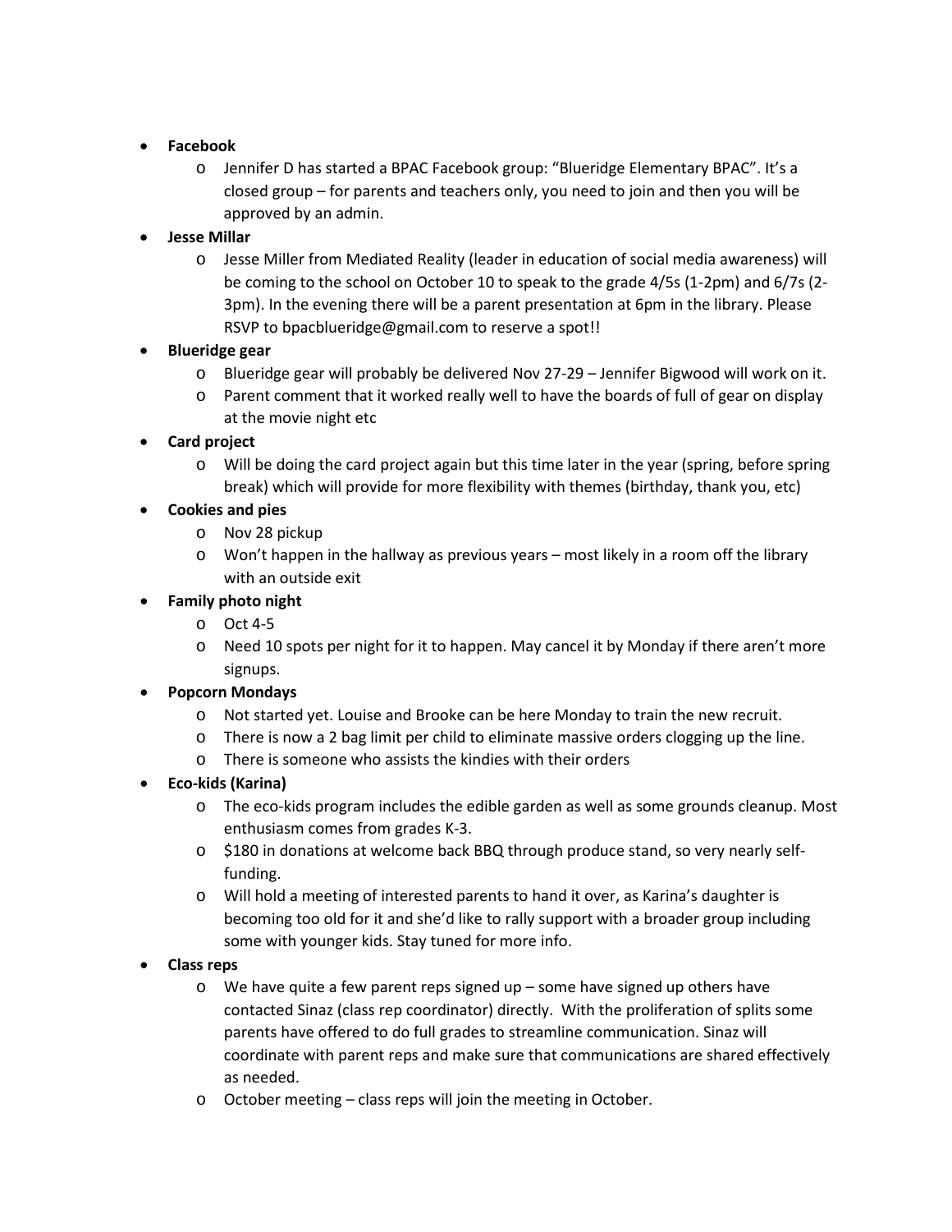- **Facebook**
  - Jennifer D has started a BPAC Facebook group: "Blueridge Elementary BPAC". It's a closed group – for parents and teachers only, you need to join and then you will be approved by an admin.
- **Jesse Millar**
  - Jesse Miller from Mediated Reality (leader in education of social media awareness) will be coming to the school on October 10 to speak to the grade 4/5s (1-2pm) and 6/7s (2-3pm). In the evening there will be a parent presentation at 6pm in the library. Please RSVP to bpacblueridge@gmail.com to reserve a spot!!
- **Blueridge gear**
  - Blueridge gear will probably be delivered Nov 27-29 – Jennifer Bigwood will work on it.
  - Parent comment that it worked really well to have the boards of full of gear on display at the movie night etc
- **Card project**
  - Will be doing the card project again but this time later in the year (spring, before spring break) which will provide for more flexibility with themes (birthday, thank you, etc)
- **Cookies and pies**
  - Nov 28 pickup
  - Won't happen in the hallway as previous years – most likely in a room off the library with an outside exit
- **Family photo night**
  - Oct 4-5
  - Need 10 spots per night for it to happen. May cancel it by Monday if there aren't more signups.
- **Popcorn Mondays**
  - Not started yet. Louise and Brooke can be here Monday to train the new recruit.
  - There is now a 2 bag limit per child to eliminate massive orders clogging up the line.
  - There is someone who assists the kindies with their orders
- **Eco-kids (Karina)**
  - The eco-kids program includes the edible garden as well as some grounds cleanup. Most enthusiasm comes from grades K-3.
  - $180 in donations at welcome back BBQ through produce stand, so very nearly self-funding.
  - Will hold a meeting of interested parents to hand it over, as Karina's daughter is becoming too old for it and she'd like to rally support with a broader group including some with younger kids. Stay tuned for more info.
- **Class reps**
  - We have quite a few parent reps signed up – some have signed up others have contacted Sinaz (class rep coordinator) directly. With the proliferation of splits some parents have offered to do full grades to streamline communication. Sinaz will coordinate with parent reps and make sure that communications are shared effectively as needed.
  - October meeting – class reps will join the meeting in October.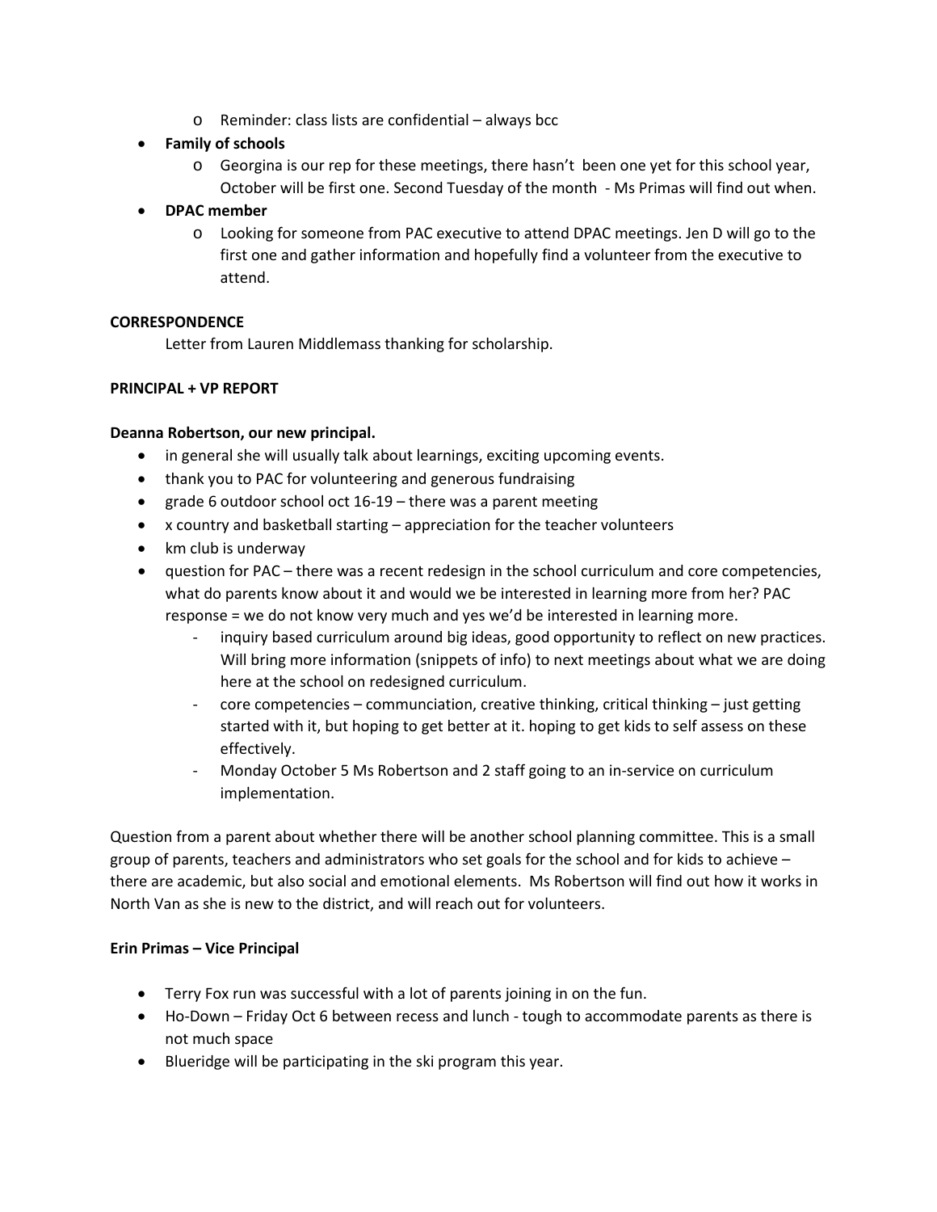- Reminder: class lists are confidential – always bcc
- **Family of schools**
    - Georgina is our rep for these meetings, there hasn't been one yet for this school year, October will be first one. Second Tuesday of the month - Ms Primas will find out when.
- **DPAC member**
    - Looking for someone from PAC executive to attend DPAC meetings. Jen D will go to the first one and gather information and hopefully find a volunteer from the executive to attend.

**CORRESPONDENCE**

Letter from Lauren Middlemass thanking for scholarship.

**PRINCIPAL + VP REPORT**

**Deanna Robertson, our new principal.**

- in general she will usually talk about learnings, exciting upcoming events.
- thank you to PAC for volunteering and generous fundraising
- grade 6 outdoor school oct 16-19 – there was a parent meeting
- x country and basketball starting – appreciation for the teacher volunteers
- km club is underway
- question for PAC – there was a recent redesign in the school curriculum and core competencies, what do parents know about it and would we be interested in learning more from her? PAC response = we do not know very much and yes we'd be interested in learning more.
    - inquiry based curriculum around big ideas, good opportunity to reflect on new practices. Will bring more information (snippets of info) to next meetings about what we are doing here at the school on redesigned curriculum.
    - core competencies – communciation, creative thinking, critical thinking – just getting started with it, but hoping to get better at it. hoping to get kids to self assess on these effectively.
    - Monday October 5 Ms Robertson and 2 staff going to an in-service on curriculum implementation.

Question from a parent about whether there will be another school planning committee. This is a small group of parents, teachers and administrators who set goals for the school and for kids to achieve – there are academic, but also social and emotional elements. Ms Robertson will find out how it works in North Van as she is new to the district, and will reach out for volunteers.

**Erin Primas – Vice Principal**

- Terry Fox run was successful with a lot of parents joining in on the fun.
- Ho-Down – Friday Oct 6 between recess and lunch - tough to accommodate parents as there is not much space
- Blueridge will be participating in the ski program this year.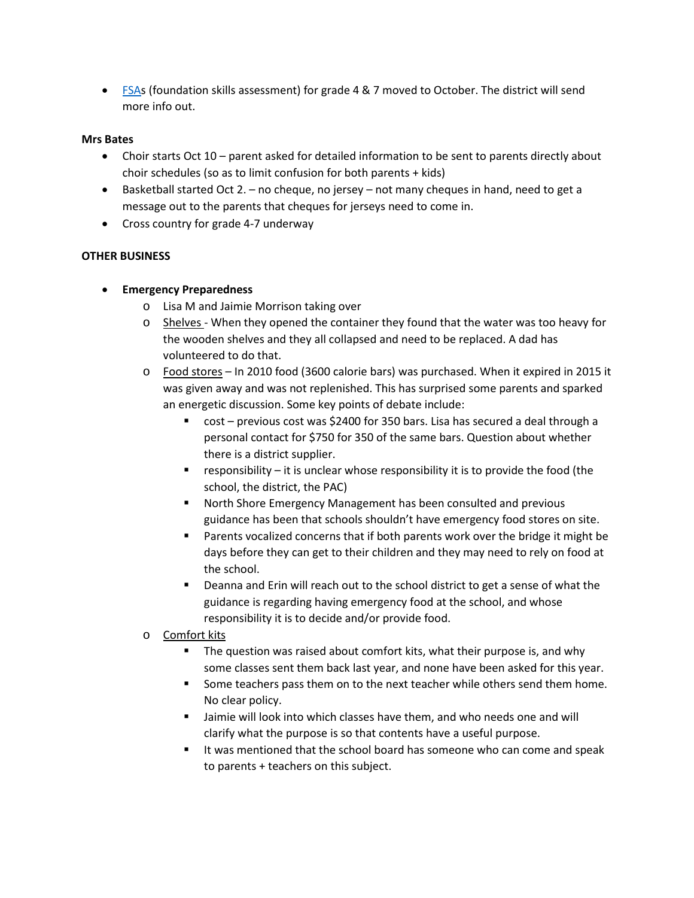- FSAs (foundation skills assessment) for grade 4 & 7 moved to October. The district will send more info out.

**Mrs Bates**

- Choir starts Oct 10 – parent asked for detailed information to be sent to parents directly about choir schedules (so as to limit confusion for both parents + kids)
- Basketball started Oct 2. – no cheque, no jersey – not many cheques in hand, need to get a message out to the parents that cheques for jerseys need to come in.
- Cross country for grade 4-7 underway

**OTHER BUSINESS**

- **Emergency Preparedness**
  - Lisa M and Jaimie Morrison taking over
  - Shelves - When they opened the container they found that the water was too heavy for the wooden shelves and they all collapsed and need to be replaced. A dad has volunteered to do that.
  - Food stores – In 2010 food (3600 calorie bars) was purchased. When it expired in 2015 it was given away and was not replenished. This has surprised some parents and sparked an energetic discussion. Some key points of debate include:
    - cost – previous cost was $2400 for 350 bars. Lisa has secured a deal through a personal contact for $750 for 350 of the same bars. Question about whether there is a district supplier.
    - responsibility – it is unclear whose responsibility it is to provide the food (the school, the district, the PAC)
    - North Shore Emergency Management has been consulted and previous guidance has been that schools shouldn't have emergency food stores on site.
    - Parents vocalized concerns that if both parents work over the bridge it might be days before they can get to their children and they may need to rely on food at the school.
    - Deanna and Erin will reach out to the school district to get a sense of what the guidance is regarding having emergency food at the school, and whose responsibility it is to decide and/or provide food.
  - Comfort kits
    - The question was raised about comfort kits, what their purpose is, and why some classes sent them back last year, and none have been asked for this year.
    - Some teachers pass them on to the next teacher while others send them home. No clear policy.
    - Jaimie will look into which classes have them, and who needs one and will clarify what the purpose is so that contents have a useful purpose.
    - It was mentioned that the school board has someone who can come and speak to parents + teachers on this subject.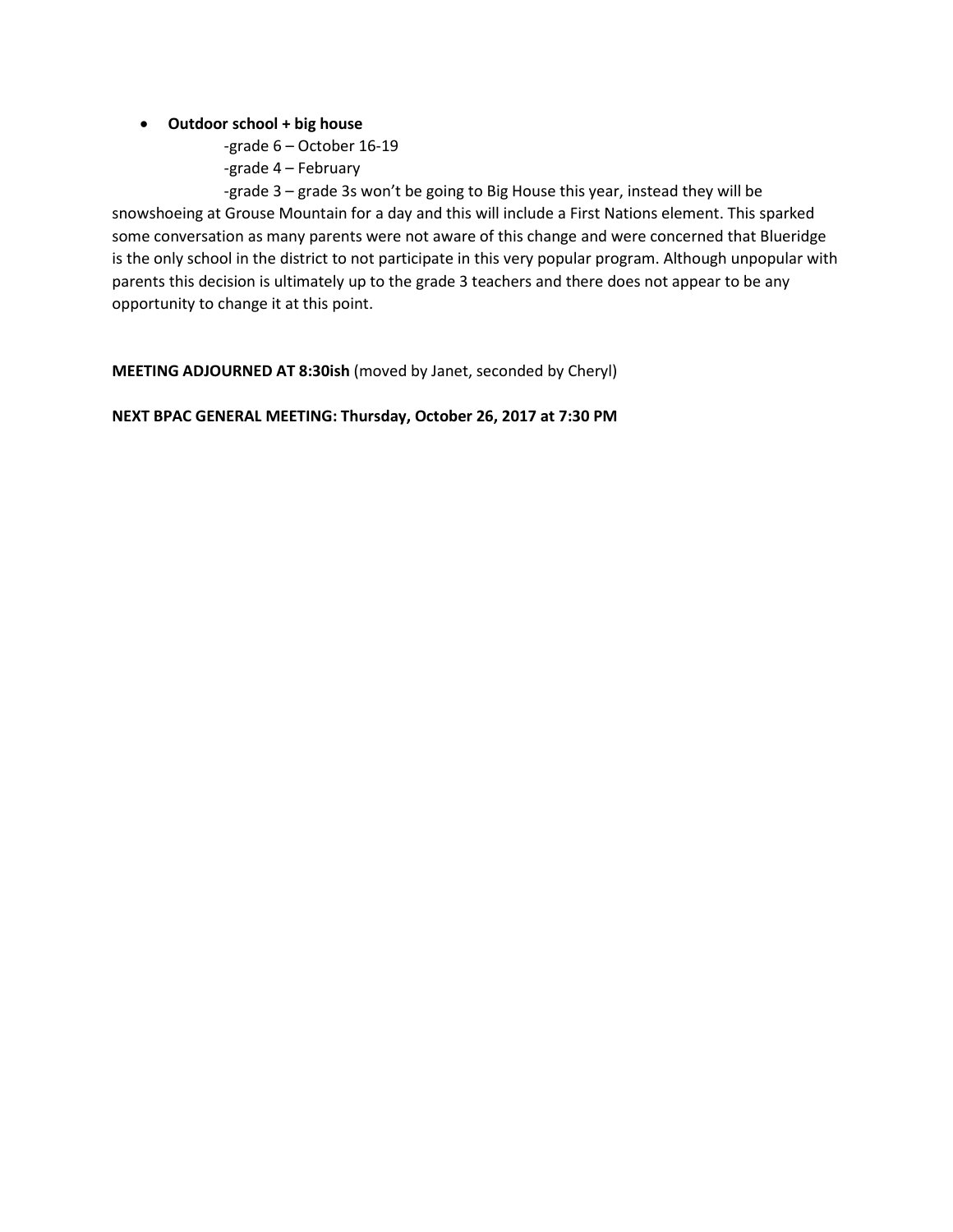- **Outdoor school + big house**

  -grade 6 – October 16-19

  -grade 4 – February

  -grade 3 – grade 3s won't be going to Big House this year, instead they will be snowshoeing at Grouse Mountain for a day and this will include a First Nations element. This sparked some conversation as many parents were not aware of this change and were concerned that Blueridge is the only school in the district to not participate in this very popular program. Although unpopular with parents this decision is ultimately up to the grade 3 teachers and there does not appear to be any opportunity to change it at this point.

**MEETING ADJOURNED AT 8:30ish** (moved by Janet, seconded by Cheryl)

**NEXT BPAC GENERAL MEETING: Thursday, October 26, 2017 at 7:30 PM**